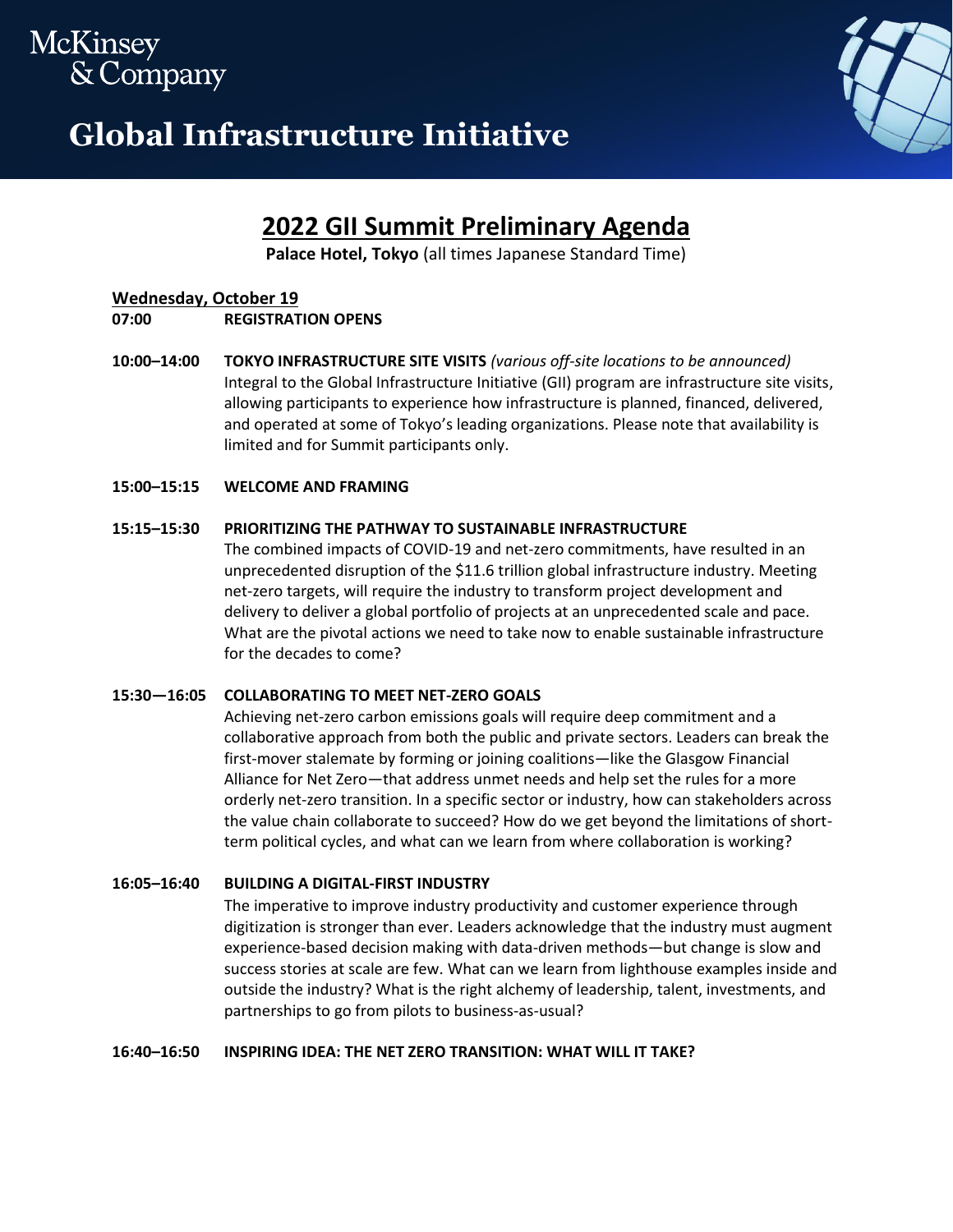McKinsey & Company

# Global Infrastructure Initiative

## 2022 GII Summit Preliminary Agenda

**Palace Hotel, Tokyo** (all times Japanese Standard Time)

### Wednesday, October 19

**07:00** **REGISTRATION OPENS**

**10:00–14:00** **TOKYO INFRASTRUCTURE SITE VISITS** *(various off-site locations to be announced)*
Integral to the Global Infrastructure Initiative (GII) program are infrastructure site visits, allowing participants to experience how infrastructure is planned, financed, delivered, and operated at some of Tokyo's leading organizations. Please note that availability is limited and for Summit participants only.

**15:00–15:15** **WELCOME AND FRAMING**

**15:15–15:30** **PRIORITIZING THE PATHWAY TO SUSTAINABLE INFRASTRUCTURE**
The combined impacts of COVID-19 and net-zero commitments, have resulted in an unprecedented disruption of the $11.6 trillion global infrastructure industry. Meeting net-zero targets, will require the industry to transform project development and delivery to deliver a global portfolio of projects at an unprecedented scale and pace. What are the pivotal actions we need to take now to enable sustainable infrastructure for the decades to come?

**15:30—16:05** **COLLABORATING TO MEET NET-ZERO GOALS**
Achieving net-zero carbon emissions goals will require deep commitment and a collaborative approach from both the public and private sectors. Leaders can break the first-mover stalemate by forming or joining coalitions—like the Glasgow Financial Alliance for Net Zero—that address unmet needs and help set the rules for a more orderly net-zero transition. In a specific sector or industry, how can stakeholders across the value chain collaborate to succeed? How do we get beyond the limitations of short-term political cycles, and what can we learn from where collaboration is working?

**16:05–16:40** **BUILDING A DIGITAL-FIRST INDUSTRY**
The imperative to improve industry productivity and customer experience through digitization is stronger than ever. Leaders acknowledge that the industry must augment experience-based decision making with data-driven methods—but change is slow and success stories at scale are few. What can we learn from lighthouse examples inside and outside the industry? What is the right alchemy of leadership, talent, investments, and partnerships to go from pilots to business-as-usual?

**16:40–16:50** **INSPIRING IDEA: THE NET ZERO TRANSITION: WHAT WILL IT TAKE?**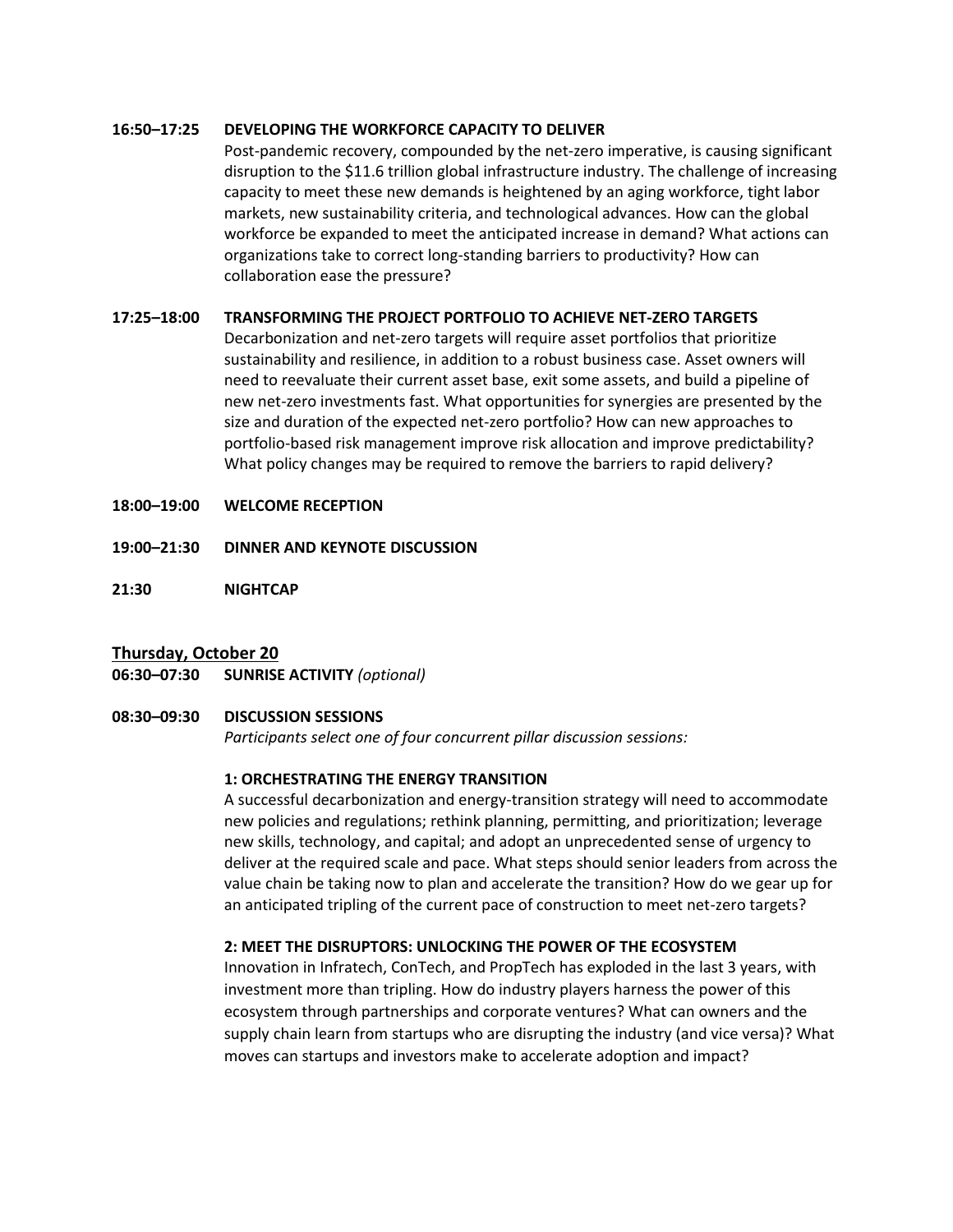**16:50–17:25 DEVELOPING THE WORKFORCE CAPACITY TO DELIVER**

Post-pandemic recovery, compounded by the net-zero imperative, is causing significant disruption to the $11.6 trillion global infrastructure industry. The challenge of increasing capacity to meet these new demands is heightened by an aging workforce, tight labor markets, new sustainability criteria, and technological advances. How can the global workforce be expanded to meet the anticipated increase in demand? What actions can organizations take to correct long-standing barriers to productivity? How can collaboration ease the pressure?

**17:25–18:00 TRANSFORMING THE PROJECT PORTFOLIO TO ACHIEVE NET-ZERO TARGETS**

Decarbonization and net-zero targets will require asset portfolios that prioritize sustainability and resilience, in addition to a robust business case. Asset owners will need to reevaluate their current asset base, exit some assets, and build a pipeline of new net-zero investments fast. What opportunities for synergies are presented by the size and duration of the expected net-zero portfolio? How can new approaches to portfolio-based risk management improve risk allocation and improve predictability? What policy changes may be required to remove the barriers to rapid delivery?

**18:00–19:00 WELCOME RECEPTION**

**19:00–21:30 DINNER AND KEYNOTE DISCUSSION**

**21:30 NIGHTCAP**

## Thursday, October 20

**06:30–07:30 SUNRISE ACTIVITY** *(optional)*

**08:30–09:30 DISCUSSION SESSIONS**

*Participants select one of four concurrent pillar discussion sessions:*

**1: ORCHESTRATING THE ENERGY TRANSITION**

A successful decarbonization and energy-transition strategy will need to accommodate new policies and regulations; rethink planning, permitting, and prioritization; leverage new skills, technology, and capital; and adopt an unprecedented sense of urgency to deliver at the required scale and pace. What steps should senior leaders from across the value chain be taking now to plan and accelerate the transition? How do we gear up for an anticipated tripling of the current pace of construction to meet net-zero targets?

**2: MEET THE DISRUPTORS: UNLOCKING THE POWER OF THE ECOSYSTEM**

Innovation in Infratech, ConTech, and PropTech has exploded in the last 3 years, with investment more than tripling. How do industry players harness the power of this ecosystem through partnerships and corporate ventures? What can owners and the supply chain learn from startups who are disrupting the industry (and vice versa)? What moves can startups and investors make to accelerate adoption and impact?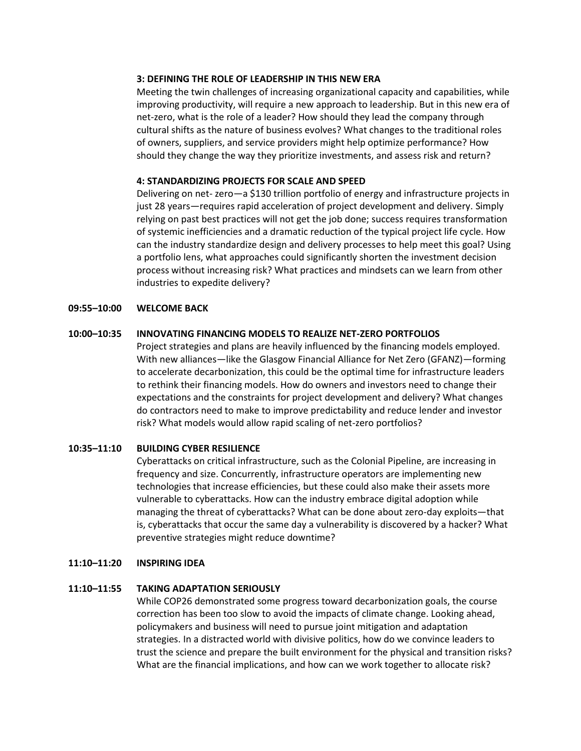**3: DEFINING THE ROLE OF LEADERSHIP IN THIS NEW ERA**

Meeting the twin challenges of increasing organizational capacity and capabilities, while improving productivity, will require a new approach to leadership. But in this new era of net-zero, what is the role of a leader? How should they lead the company through cultural shifts as the nature of business evolves? What changes to the traditional roles of owners, suppliers, and service providers might help optimize performance? How should they change the way they prioritize investments, and assess risk and return?

**4: STANDARDIZING PROJECTS FOR SCALE AND SPEED**

Delivering on net- zero—a $130 trillion portfolio of energy and infrastructure projects in just 28 years—requires rapid acceleration of project development and delivery. Simply relying on past best practices will not get the job done; success requires transformation of systemic inefficiencies and a dramatic reduction of the typical project life cycle. How can the industry standardize design and delivery processes to help meet this goal? Using a portfolio lens, what approaches could significantly shorten the investment decision process without increasing risk? What practices and mindsets can we learn from other industries to expedite delivery?

**09:55–10:00 WELCOME BACK**

**10:00–10:35 INNOVATING FINANCING MODELS TO REALIZE NET-ZERO PORTFOLIOS**

Project strategies and plans are heavily influenced by the financing models employed. With new alliances—like the Glasgow Financial Alliance for Net Zero (GFANZ)—forming to accelerate decarbonization, this could be the optimal time for infrastructure leaders to rethink their financing models. How do owners and investors need to change their expectations and the constraints for project development and delivery? What changes do contractors need to make to improve predictability and reduce lender and investor risk? What models would allow rapid scaling of net-zero portfolios?

**10:35–11:10 BUILDING CYBER RESILIENCE**

Cyberattacks on critical infrastructure, such as the Colonial Pipeline, are increasing in frequency and size. Concurrently, infrastructure operators are implementing new technologies that increase efficiencies, but these could also make their assets more vulnerable to cyberattacks. How can the industry embrace digital adoption while managing the threat of cyberattacks? What can be done about zero-day exploits—that is, cyberattacks that occur the same day a vulnerability is discovered by a hacker? What preventive strategies might reduce downtime?

**11:10–11:20 INSPIRING IDEA**

**11:10–11:55 TAKING ADAPTATION SERIOUSLY**

While COP26 demonstrated some progress toward decarbonization goals, the course correction has been too slow to avoid the impacts of climate change. Looking ahead, policymakers and business will need to pursue joint mitigation and adaptation strategies. In a distracted world with divisive politics, how do we convince leaders to trust the science and prepare the built environment for the physical and transition risks? What are the financial implications, and how can we work together to allocate risk?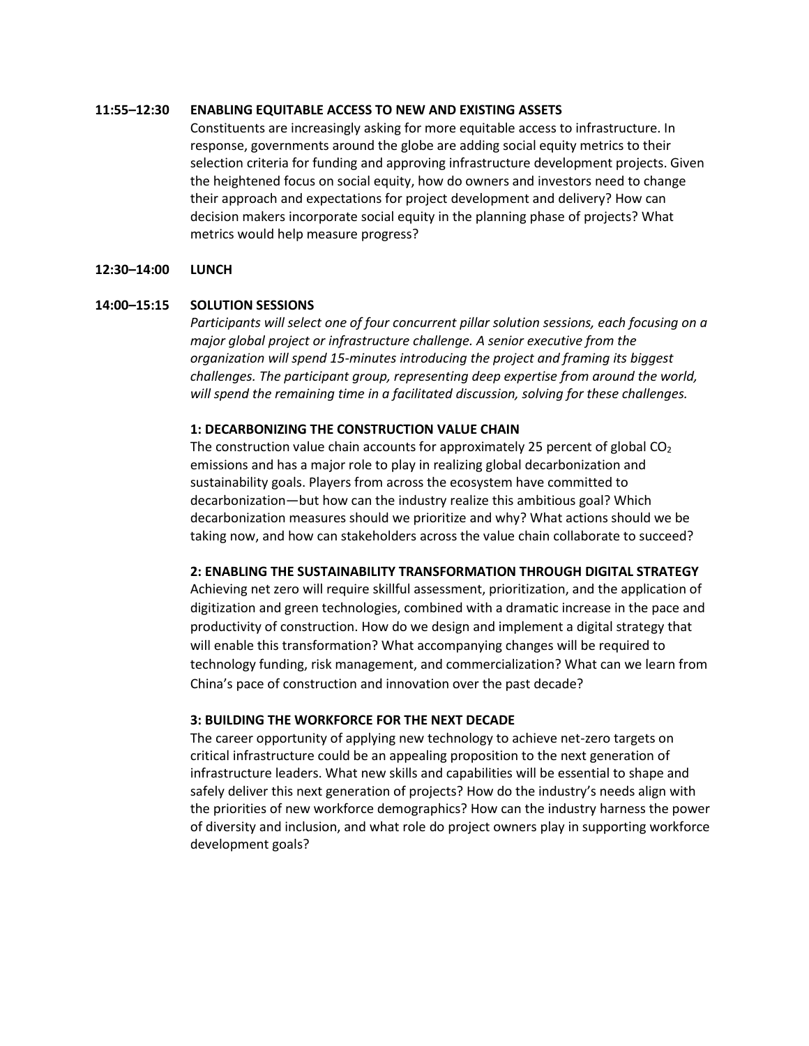**11:55–12:30 ENABLING EQUITABLE ACCESS TO NEW AND EXISTING ASSETS**

Constituents are increasingly asking for more equitable access to infrastructure. In response, governments around the globe are adding social equity metrics to their selection criteria for funding and approving infrastructure development projects. Given the heightened focus on social equity, how do owners and investors need to change their approach and expectations for project development and delivery? How can decision makers incorporate social equity in the planning phase of projects? What metrics would help measure progress?

**12:30–14:00 LUNCH**

**14:00–15:15 SOLUTION SESSIONS**

*Participants will select one of four concurrent pillar solution sessions, each focusing on a major global project or infrastructure challenge. A senior executive from the organization will spend 15-minutes introducing the project and framing its biggest challenges. The participant group, representing deep expertise from around the world, will spend the remaining time in a facilitated discussion, solving for these challenges.*

**1: DECARBONIZING THE CONSTRUCTION VALUE CHAIN**

The construction value chain accounts for approximately 25 percent of global $CO_2$ emissions and has a major role to play in realizing global decarbonization and sustainability goals. Players from across the ecosystem have committed to decarbonization—but how can the industry realize this ambitious goal? Which decarbonization measures should we prioritize and why? What actions should we be taking now, and how can stakeholders across the value chain collaborate to succeed?

**2: ENABLING THE SUSTAINABILITY TRANSFORMATION THROUGH DIGITAL STRATEGY**

Achieving net zero will require skillful assessment, prioritization, and the application of digitization and green technologies, combined with a dramatic increase in the pace and productivity of construction. How do we design and implement a digital strategy that will enable this transformation? What accompanying changes will be required to technology funding, risk management, and commercialization? What can we learn from China's pace of construction and innovation over the past decade?

**3: BUILDING THE WORKFORCE FOR THE NEXT DECADE**

The career opportunity of applying new technology to achieve net-zero targets on critical infrastructure could be an appealing proposition to the next generation of infrastructure leaders. What new skills and capabilities will be essential to shape and safely deliver this next generation of projects? How do the industry's needs align with the priorities of new workforce demographics? How can the industry harness the power of diversity and inclusion, and what role do project owners play in supporting workforce development goals?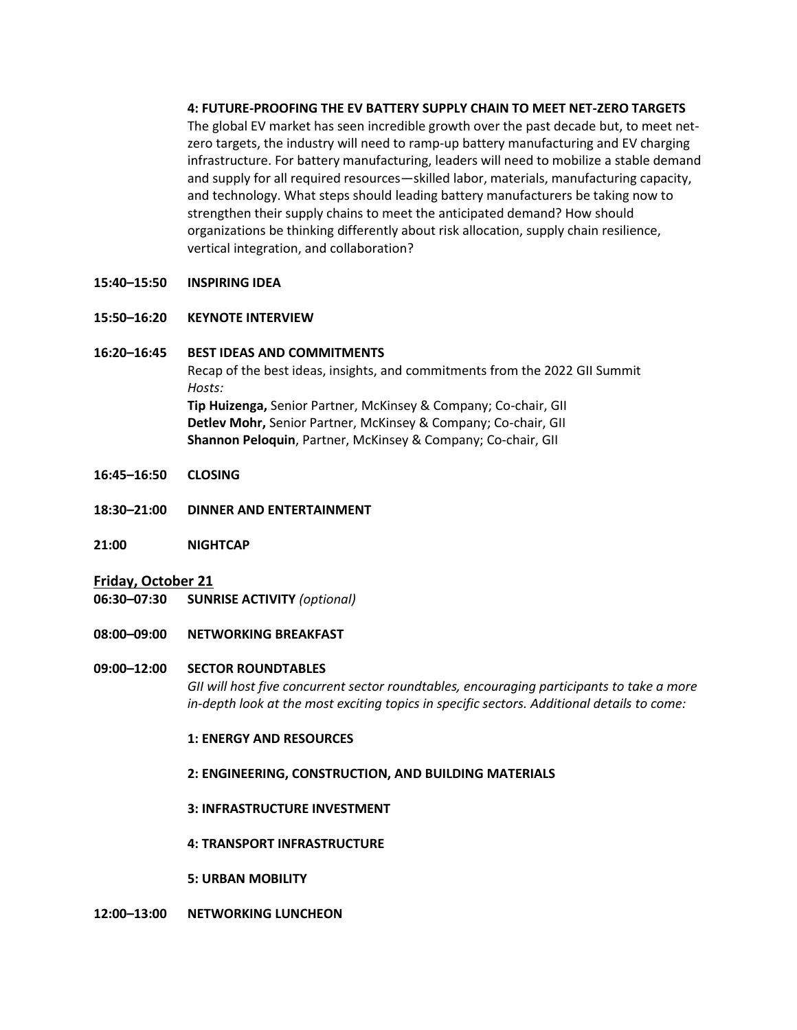**4: FUTURE-PROOFING THE EV BATTERY SUPPLY CHAIN TO MEET NET-ZERO TARGETS**
The global EV market has seen incredible growth over the past decade but, to meet net-zero targets, the industry will need to ramp-up battery manufacturing and EV charging infrastructure. For battery manufacturing, leaders will need to mobilize a stable demand and supply for all required resources—skilled labor, materials, manufacturing capacity, and technology. What steps should leading battery manufacturers be taking now to strengthen their supply chains to meet the anticipated demand? How should organizations be thinking differently about risk allocation, supply chain resilience, vertical integration, and collaboration?

**15:40–15:50** **INSPIRING IDEA**

**15:50–16:20** **KEYNOTE INTERVIEW**

**16:20–16:45** **BEST IDEAS AND COMMITMENTS**
Recap of the best ideas, insights, and commitments from the 2022 GII Summit
*Hosts:*
**Tip Huizenga,** Senior Partner, McKinsey & Company; Co-chair, GII
**Detlev Mohr,** Senior Partner, McKinsey & Company; Co-chair, GII
**Shannon Peloquin**, Partner, McKinsey & Company; Co-chair, GII

**16:45–16:50** **CLOSING**

**18:30–21:00** **DINNER AND ENTERTAINMENT**

**21:00** **NIGHTCAP**

## Friday, October 21

**06:30–07:30** **SUNRISE ACTIVITY** *(optional)*

**08:00–09:00** **NETWORKING BREAKFAST**

**09:00–12:00** **SECTOR ROUNDTABLES**
*GII will host five concurrent sector roundtables, encouraging participants to take a more in-depth look at the most exciting topics in specific sectors. Additional details to come:*

**1: ENERGY AND RESOURCES**

**2: ENGINEERING, CONSTRUCTION, AND BUILDING MATERIALS**

**3: INFRASTRUCTURE INVESTMENT**

**4: TRANSPORT INFRASTRUCTURE**

**5: URBAN MOBILITY**

**12:00–13:00** **NETWORKING LUNCHEON**